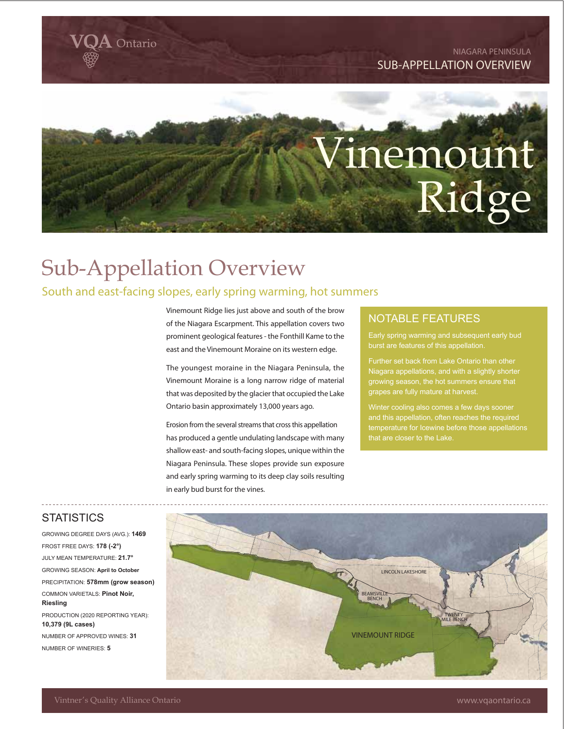VQA Ontario

NIAGARA PENINSULA
SUB-APPELLATION OVERVIEW

# Vinemount Ridge

## Sub-Appellation Overview

### South and east-facing slopes, early spring warming, hot summers

Vinemount Ridge lies just above and south of the brow of the Niagara Escarpment. This appellation covers two prominent geological features - the Fonthill Kame to the east and the Vinemount Moraine on its western edge.

The youngest moraine in the Niagara Peninsula, the Vinemount Moraine is a long narrow ridge of material that was deposited by the glacier that occupied the Lake Ontario basin approximately 13,000 years ago.

Erosion from the several streams that cross this appellation has produced a gentle undulating landscape with many shallow east- and south-facing slopes, unique within the Niagara Peninsula. These slopes provide sun exposure and early spring warming to its deep clay soils resulting in early bud burst for the vines.

### NOTABLE FEATURES

Early spring warming and subsequent early bud burst are features of this appellation.

Further set back from Lake Ontario than other Niagara appellations, and with a slightly shorter growing season, the hot summers ensure that grapes are fully mature at harvest.

Winter cooling also comes a few days sooner and this appellation, often reaches the required temperature for Icewine before those appellations that are closer to the Lake.

### STATISTICS

GROWING DEGREE DAYS (AVG.): **1469**

FROST FREE DAYS: **178 (-2°)**

JULY MEAN TEMPERATURE: **21.7°**

GROWING SEASON: **April to October**

PRECIPITATION: **578mm (grow season)**

COMMON VARIETALS: **Pinot Noir, Riesling**

PRODUCTION (2020 REPORTING YEAR): **10,379 (9L cases)**

NUMBER OF APPROVED WINES: **31**

NUMBER OF WINERIES: **5**

LINCOLN LAKESHORE

BEAMSVILLE BENCH

TWENTY MILE BENCH

VINEMOUNT RIDGE

Vintner's Quality Alliance Ontario

www.vqaontario.ca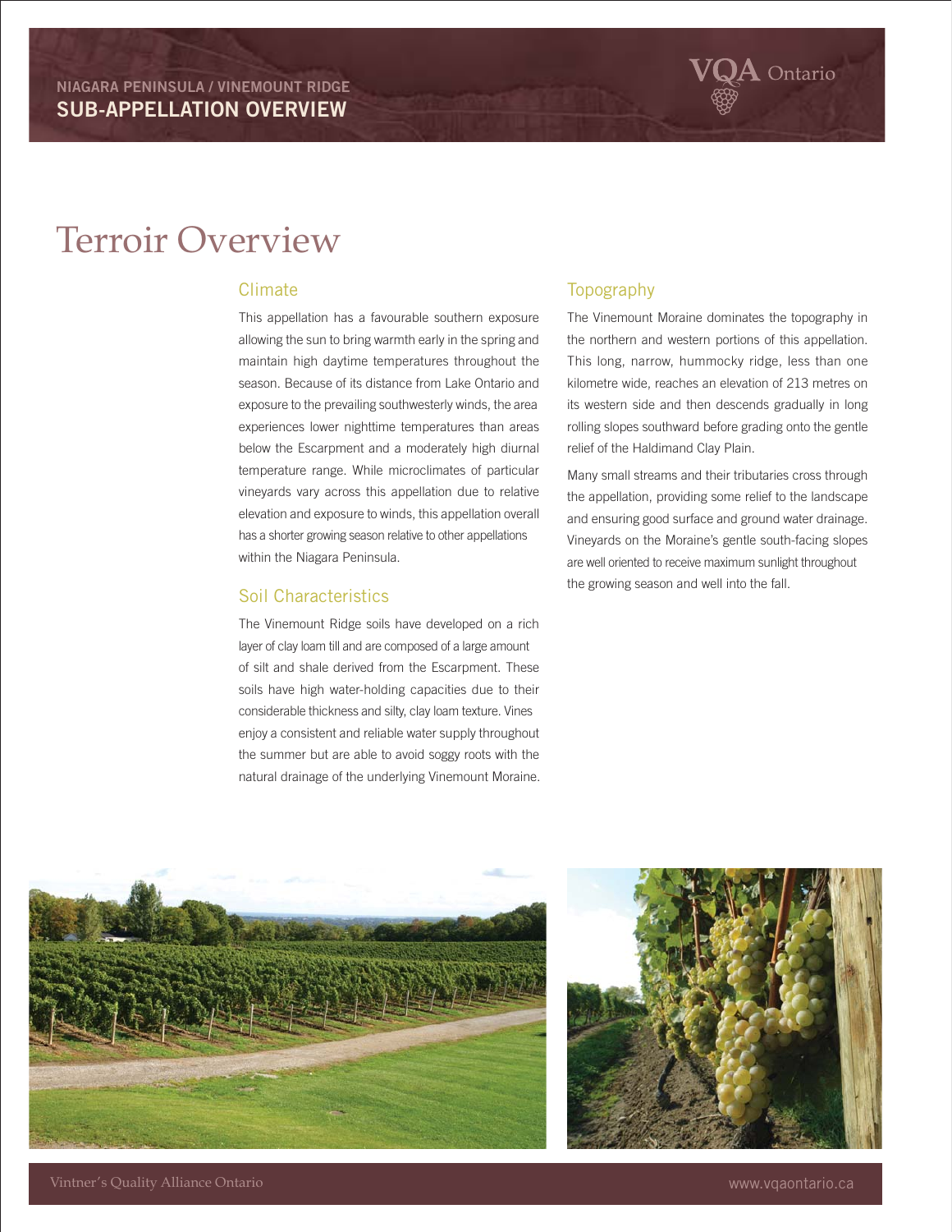NIAGARA PENINSULA / VINEMOUNT RIDGE

SUB-APPELLATION OVERVIEW

# Terroir Overview

## Climate

This appellation has a favourable southern exposure allowing the sun to bring warmth early in the spring and maintain high daytime temperatures throughout the season. Because of its distance from Lake Ontario and exposure to the prevailing southwesterly winds, the area experiences lower nighttime temperatures than areas below the Escarpment and a moderately high diurnal temperature range. While microclimates of particular vineyards vary across this appellation due to relative elevation and exposure to winds, this appellation overall has a shorter growing season relative to other appellations within the Niagara Peninsula.

## Soil Characteristics

The Vinemount Ridge soils have developed on a rich layer of clay loam till and are composed of a large amount of silt and shale derived from the Escarpment. These soils have high water-holding capacities due to their considerable thickness and silty, clay loam texture. Vines enjoy a consistent and reliable water supply throughout the summer but are able to avoid soggy roots with the natural drainage of the underlying Vinemount Moraine.

## Topography

The Vinemount Moraine dominates the topography in the northern and western portions of this appellation. This long, narrow, hummocky ridge, less than one kilometre wide, reaches an elevation of 213 metres on its western side and then descends gradually in long rolling slopes southward before grading onto the gentle relief of the Haldimand Clay Plain.

Many small streams and their tributaries cross through the appellation, providing some relief to the landscape and ensuring good surface and ground water drainage. Vineyards on the Moraine's gentle south-facing slopes are well oriented to receive maximum sunlight throughout the growing season and well into the fall.